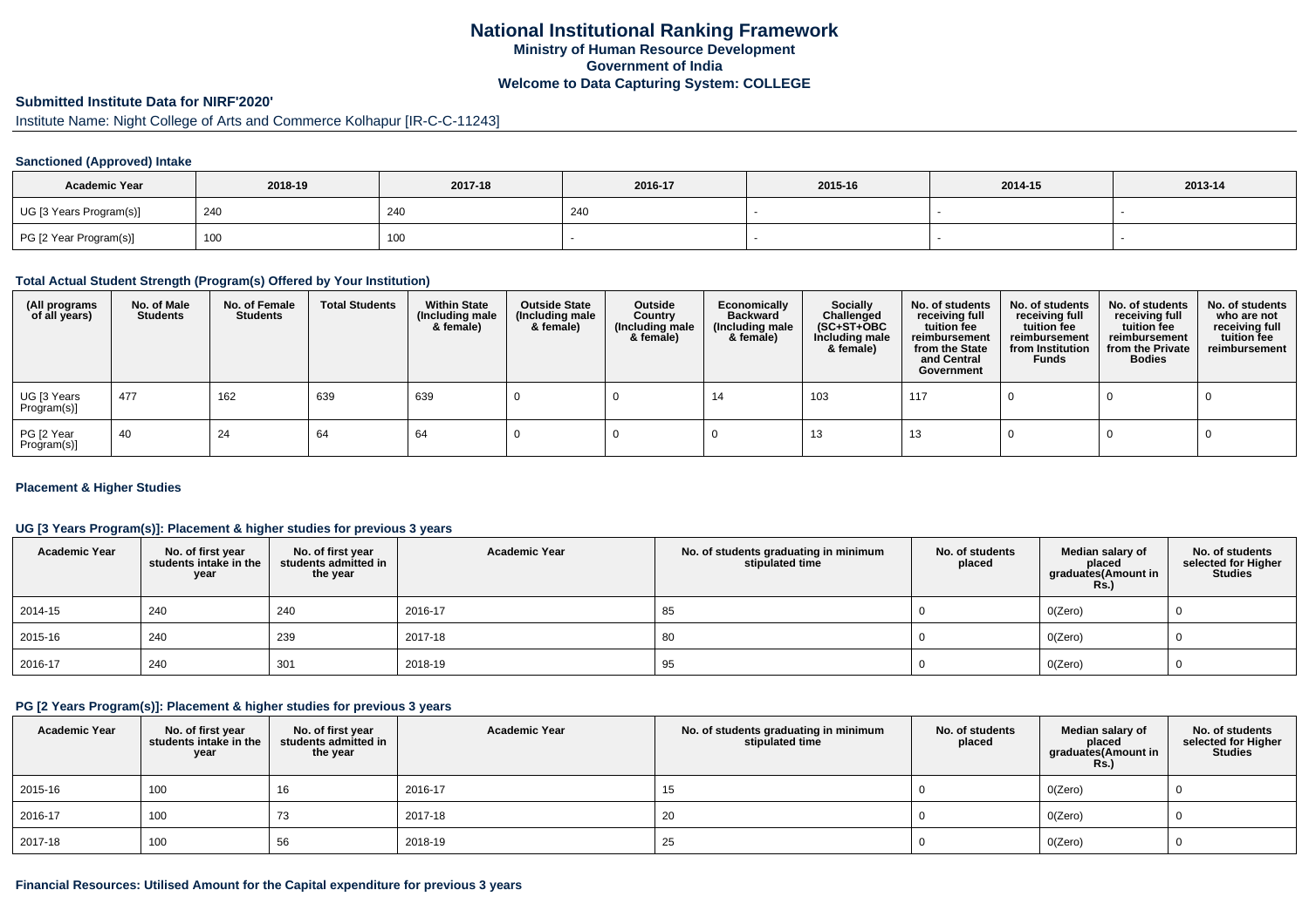# National Institutional Ranking Framework
## Ministry of Human Resource Development
## Government of India
## Welcome to Data Capturing System: COLLEGE

### Submitted Institute Data for NIRF'2020'

Institute Name: Night College of Arts and Commerce Kolhapur [IR-C-C-11243]

#### Sanctioned (Approved) Intake

| Academic Year | 2018-19 | 2017-18 | 2016-17 | 2015-16 | 2014-15 | 2013-14 |
|---|---|---|---|---|---|---|
| UG [3 Years Program(s)] | 240 | 240 | 240 | - | - | - |
| PG [2 Year Program(s)] | 100 | 100 | - | - | - | - |

#### Total Actual Student Strength (Program(s) Offered by Your Institution)

| (All programs of all years) | No. of Male Students | No. of Female Students | Total Students | Within State (Including male & female) | Outside State (Including male & female) | Outside Country (Including male & female) | Economically Backward (Including male & female) | Socially Challenged (SC+ST+OBC Including male & female) | No. of students receiving full tuition fee reimbursement from the State and Central Government | No. of students receiving full tuition fee reimbursement from Institution Funds | No. of students receiving full tuition fee reimbursement from the Private Bodies | No. of students who are not receiving full tuition fee reimbursement |
|---|---|---|---|---|---|---|---|---|---|---|---|---|
| UG [3 Years Program(s)] | 477 | 162 | 639 | 639 | 0 | 0 | 14 | 103 | 117 | 0 | 0 | 0 |
| PG [2 Year Program(s)] | 40 | 24 | 64 | 64 | 0 | 0 | 0 | 13 | 13 | 0 | 0 | 0 |

#### Placement & Higher Studies

#### UG [3 Years Program(s)]: Placement & higher studies for previous 3 years

| Academic Year | No. of first year students intake in the year | No. of first year students admitted in the year | Academic Year | No. of students graduating in minimum stipulated time | No. of students placed | Median salary of placed graduates(Amount in Rs.) | No. of students selected for Higher Studies |
|---|---|---|---|---|---|---|---|
| 2014-15 | 240 | 240 | 2016-17 | 85 | 0 | 0(Zero) | 0 |
| 2015-16 | 240 | 239 | 2017-18 | 80 | 0 | 0(Zero) | 0 |
| 2016-17 | 240 | 301 | 2018-19 | 95 | 0 | 0(Zero) | 0 |

#### PG [2 Years Program(s)]: Placement & higher studies for previous 3 years

| Academic Year | No. of first year students intake in the year | No. of first year students admitted in the year | Academic Year | No. of students graduating in minimum stipulated time | No. of students placed | Median salary of placed graduates(Amount in Rs.) | No. of students selected for Higher Studies |
|---|---|---|---|---|---|---|---|
| 2015-16 | 100 | 16 | 2016-17 | 15 | 0 | 0(Zero) | 0 |
| 2016-17 | 100 | 73 | 2017-18 | 20 | 0 | 0(Zero) | 0 |
| 2017-18 | 100 | 56 | 2018-19 | 25 | 0 | 0(Zero) | 0 |

#### Financial Resources: Utilised Amount for the Capital expenditure for previous 3 years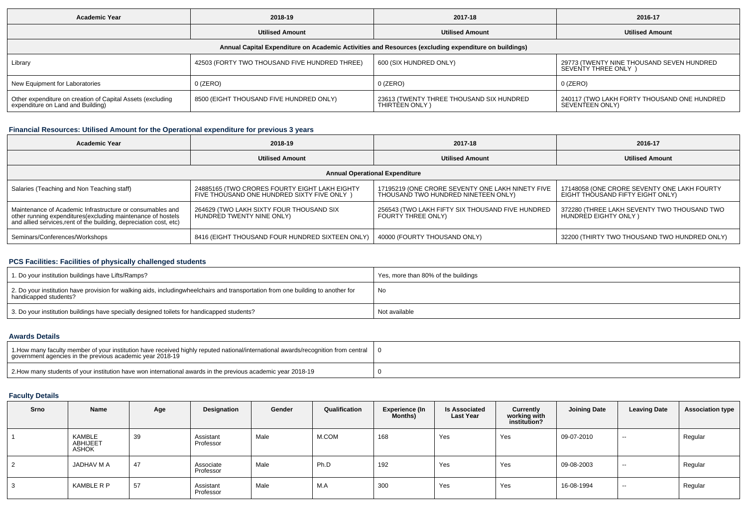| Academic Year | 2018-19 | 2017-18 | 2016-17 |
|---|---|---|---|
| | Utilised Amount | Utilised Amount | Utilised Amount |
| Annual Capital Expenditure on Academic Activities and Resources (excluding expenditure on buildings) | | | |
| Library | 42503 (FORTY THOUSAND FIVE HUNDRED THREE) | 600 (SIX HUNDRED ONLY) | 29773 (TWENTY NINE THOUSAND SEVEN HUNDRED SEVENTY THREE ONLY ) |
| New Equipment for Laboratories | 0 (ZERO) | 0 (ZERO) | 0 (ZERO) |
| Other expenditure on creation of Capital Assets (excluding expenditure on Land and Building) | 8500 (EIGHT THOUSAND FIVE HUNDRED ONLY) | 23613 (TWENTY THREE THOUSAND SIX HUNDRED THIRTEEN ONLY ) | 240117 (TWO LAKH FORTY THOUSAND ONE HUNDRED SEVENTEEN ONLY) |

### Financial Resources: Utilised Amount for the Operational expenditure for previous 3 years

| Academic Year | 2018-19 | 2017-18 | 2016-17 |
|---|---|---|---|
| | Utilised Amount | Utilised Amount | Utilised Amount |
| Annual Operational Expenditure | | | |
| Salaries (Teaching and Non Teaching staff) | 24885165 (TWO CRORES FOURTY EIGHT LAKH EIGHTY FIVE THOUSAND ONE HUNDRED SIXTY FIVE ONLY ) | 17195219 (ONE CRORE SEVENTY ONE LAKH NINETY FIVE THOUSAND TWO HUNDRED NINETEEN ONLY) | 17148058 (ONE CRORE SEVENTY ONE LAKH FOURTY EIGHT THOUSAND FIFTY EIGHT ONLY) |
| Maintenance of Academic Infrastructure or consumables and other running expenditures(excluding maintenance of hostels and allied services,rent of the building, depreciation cost, etc) | 264629 (TWO LAKH SIXTY FOUR THOUSAND SIX HUNDRED TWENTY NINE ONLY) | 256543 (TWO LAKH FIFTY SIX THOUSAND FIVE HUNDRED FOURTY THREE ONLY) | 372280 (THREE LAKH SEVENTY TWO THOUSAND TWO HUNDRED EIGHTY ONLY ) |
| Seminars/Conferences/Workshops | 8416 (EIGHT THOUSAND FOUR HUNDRED SIXTEEN ONLY) | 40000 (FOURTY THOUSAND ONLY) | 32200 (THIRTY TWO THOUSAND TWO HUNDRED ONLY) |

### PCS Facilities: Facilities of physically challenged students

| | |
|---|---|
| 1. Do your institution buildings have Lifts/Ramps? | Yes, more than 80% of the buildings |
| 2. Do your institution have provision for walking aids, includingwheelchairs and transportation from one building to another for handicapped students? | No |
| 3. Do your institution buildings have specially designed toilets for handicapped students? | Not available |

### Awards Details

| | |
|---|---|
| 1.How many faculty member of your institution have received highly reputed national/international awards/recognition from central government agencies in the previous academic year 2018-19 | 0 |
| 2.How many students of your institution have won international awards in the previous academic year 2018-19 | 0 |

### Faculty Details

| Srno | Name | Age | Designation | Gender | Qualification | Experience (In Months) | Is Associated Last Year | Currently working with institution? | Joining Date | Leaving Date | Association type |
|---|---|---|---|---|---|---|---|---|---|---|---|
| 1 | KAMBLE ABHIJEET ASHOK | 39 | Assistant Professor | Male | M.COM | 168 | Yes | Yes | 09-07-2010 | -- | Regular |
| 2 | JADHAV M A | 47 | Associate Professor | Male | Ph.D | 192 | Yes | Yes | 09-08-2003 | -- | Regular |
| 3 | KAMBLE R P | 57 | Assistant Professor | Male | M.A | 300 | Yes | Yes | 16-08-1994 | -- | Regular |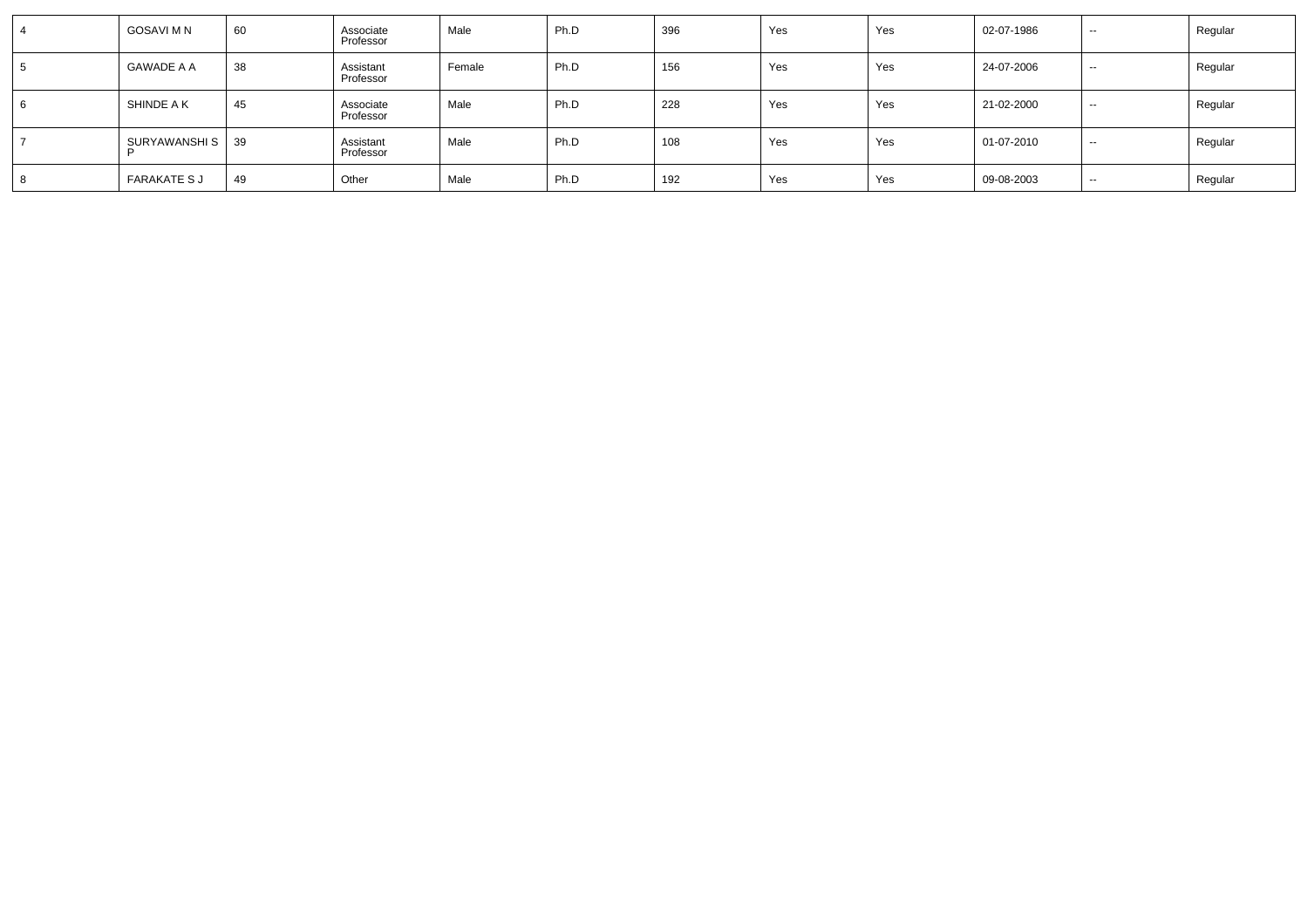| | | | | | | | | | | | |
|---|---|---|---|---|---|---|---|---|---|---|---|
| 4 | GOSAVI M N | 60 | Associate Professor | Male | Ph.D | 396 | Yes | Yes | 02-07-1986 | -- | Regular |
| 5 | GAWADE A A | 38 | Assistant Professor | Female | Ph.D | 156 | Yes | Yes | 24-07-2006 | -- | Regular |
| 6 | SHINDE A K | 45 | Associate Professor | Male | Ph.D | 228 | Yes | Yes | 21-02-2000 | -- | Regular |
| 7 | SURYAWANSHI S P | 39 | Assistant Professor | Male | Ph.D | 108 | Yes | Yes | 01-07-2010 | -- | Regular |
| 8 | FARAKATE S J | 49 | Other | Male | Ph.D | 192 | Yes | Yes | 09-08-2003 | -- | Regular |